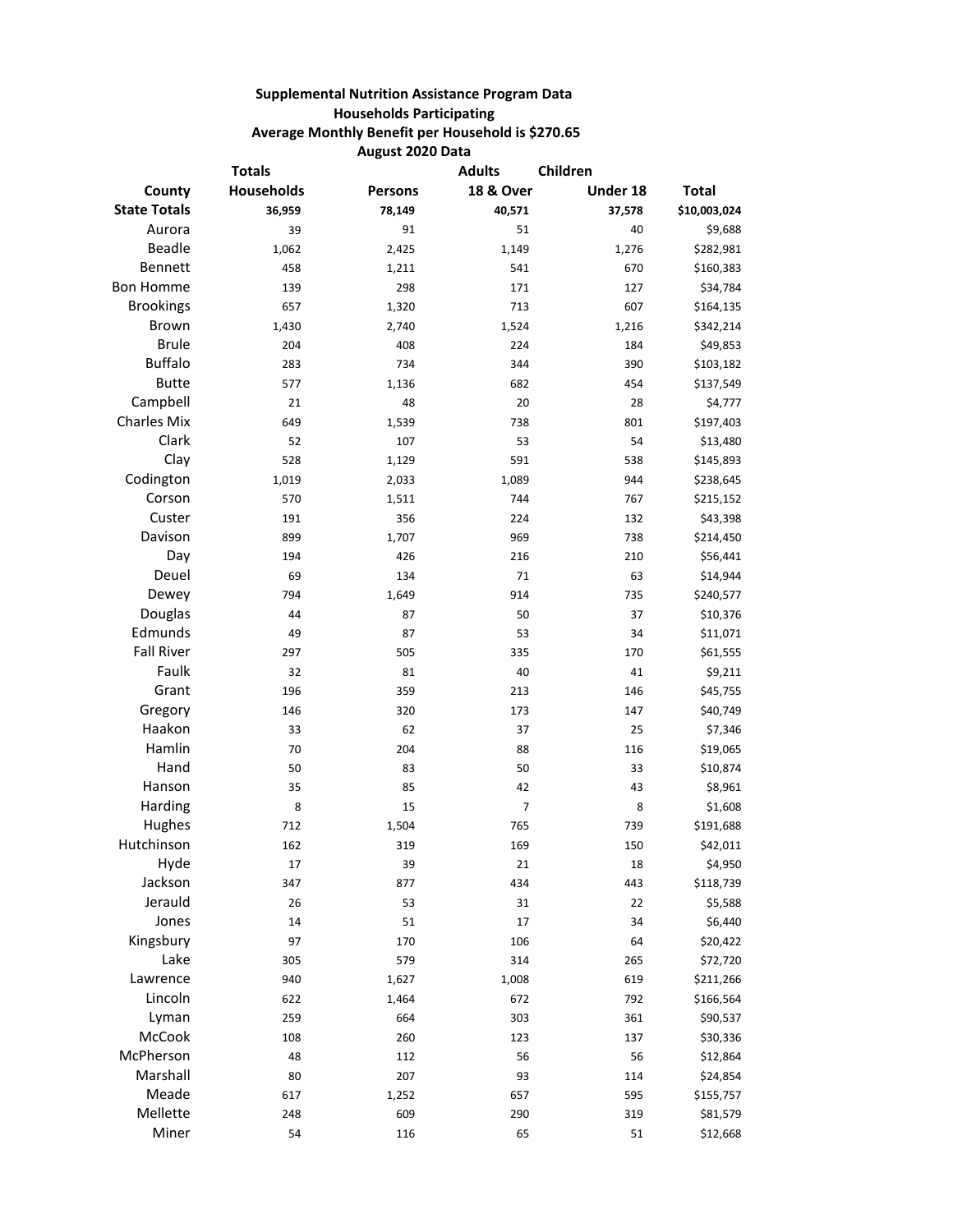**Supplemental Nutrition Assistance Program Data**

**Households Participating**

**Average Monthly Benefit per Household is $270.65**

**August 2020 Data**

| County | Totals Households | Persons | Adults 18 & Over | Children Under 18 | Total |
|---|---|---|---|---|---|
| **State Totals** | **36,959** | **78,149** | **40,571** | **37,578** | **$10,003,024** |
| Aurora | 39 | 91 | 51 | 40 | $9,688 |
| Beadle | 1,062 | 2,425 | 1,149 | 1,276 | $282,981 |
| Bennett | 458 | 1,211 | 541 | 670 | $160,383 |
| Bon Homme | 139 | 298 | 171 | 127 | $34,784 |
| Brookings | 657 | 1,320 | 713 | 607 | $164,135 |
| Brown | 1,430 | 2,740 | 1,524 | 1,216 | $342,214 |
| Brule | 204 | 408 | 224 | 184 | $49,853 |
| Buffalo | 283 | 734 | 344 | 390 | $103,182 |
| Butte | 577 | 1,136 | 682 | 454 | $137,549 |
| Campbell | 21 | 48 | 20 | 28 | $4,777 |
| Charles Mix | 649 | 1,539 | 738 | 801 | $197,403 |
| Clark | 52 | 107 | 53 | 54 | $13,480 |
| Clay | 528 | 1,129 | 591 | 538 | $145,893 |
| Codington | 1,019 | 2,033 | 1,089 | 944 | $238,645 |
| Corson | 570 | 1,511 | 744 | 767 | $215,152 |
| Custer | 191 | 356 | 224 | 132 | $43,398 |
| Davison | 899 | 1,707 | 969 | 738 | $214,450 |
| Day | 194 | 426 | 216 | 210 | $56,441 |
| Deuel | 69 | 134 | 71 | 63 | $14,944 |
| Dewey | 794 | 1,649 | 914 | 735 | $240,577 |
| Douglas | 44 | 87 | 50 | 37 | $10,376 |
| Edmunds | 49 | 87 | 53 | 34 | $11,071 |
| Fall River | 297 | 505 | 335 | 170 | $61,555 |
| Faulk | 32 | 81 | 40 | 41 | $9,211 |
| Grant | 196 | 359 | 213 | 146 | $45,755 |
| Gregory | 146 | 320 | 173 | 147 | $40,749 |
| Haakon | 33 | 62 | 37 | 25 | $7,346 |
| Hamlin | 70 | 204 | 88 | 116 | $19,065 |
| Hand | 50 | 83 | 50 | 33 | $10,874 |
| Hanson | 35 | 85 | 42 | 43 | $8,961 |
| Harding | 8 | 15 | 7 | 8 | $1,608 |
| Hughes | 712 | 1,504 | 765 | 739 | $191,688 |
| Hutchinson | 162 | 319 | 169 | 150 | $42,011 |
| Hyde | 17 | 39 | 21 | 18 | $4,950 |
| Jackson | 347 | 877 | 434 | 443 | $118,739 |
| Jerauld | 26 | 53 | 31 | 22 | $5,588 |
| Jones | 14 | 51 | 17 | 34 | $6,440 |
| Kingsbury | 97 | 170 | 106 | 64 | $20,422 |
| Lake | 305 | 579 | 314 | 265 | $72,720 |
| Lawrence | 940 | 1,627 | 1,008 | 619 | $211,266 |
| Lincoln | 622 | 1,464 | 672 | 792 | $166,564 |
| Lyman | 259 | 664 | 303 | 361 | $90,537 |
| McCook | 108 | 260 | 123 | 137 | $30,336 |
| McPherson | 48 | 112 | 56 | 56 | $12,864 |
| Marshall | 80 | 207 | 93 | 114 | $24,854 |
| Meade | 617 | 1,252 | 657 | 595 | $155,757 |
| Mellette | 248 | 609 | 290 | 319 | $81,579 |
| Miner | 54 | 116 | 65 | 51 | $12,668 |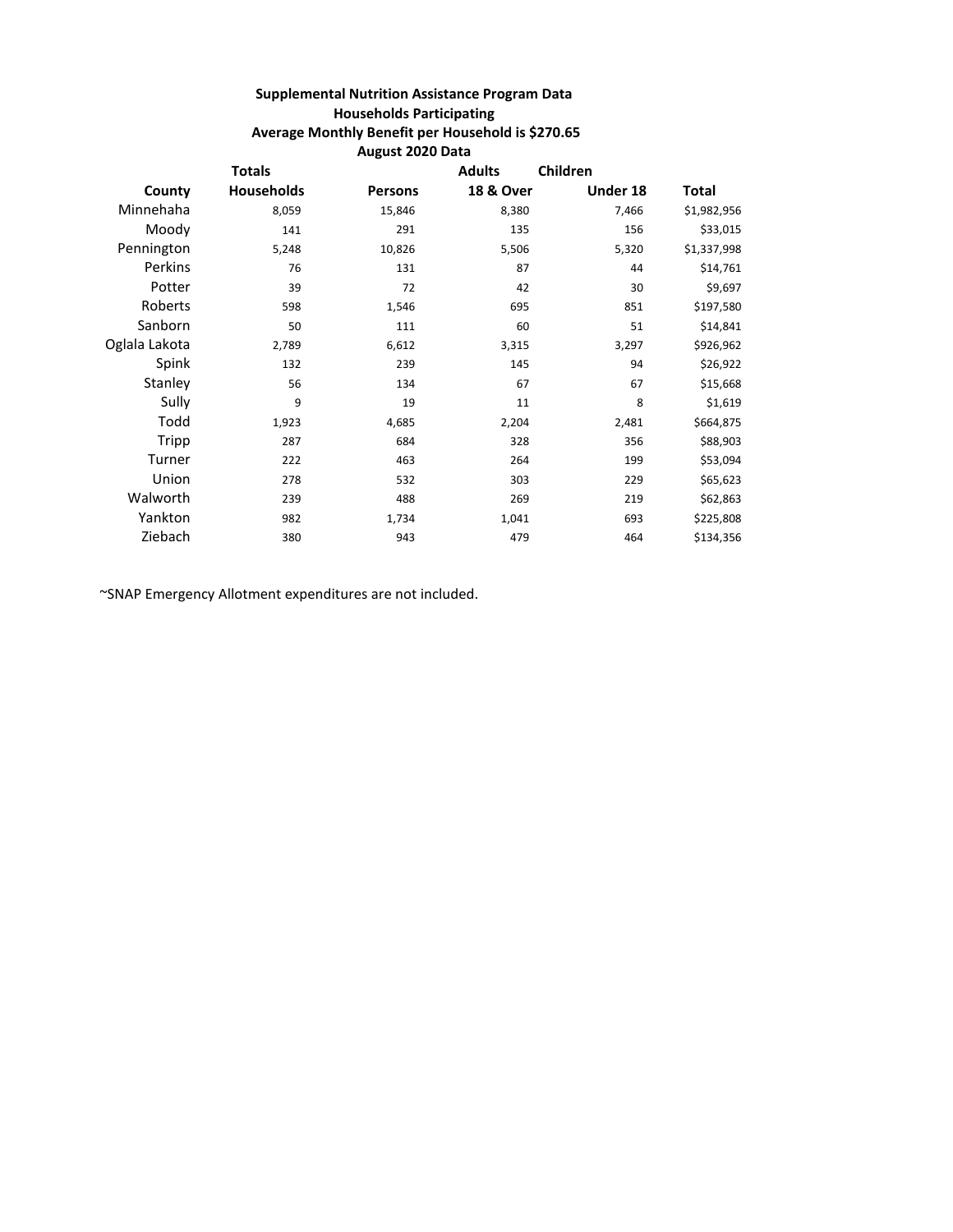**Supplemental Nutrition Assistance Program Data**
**Households Participating**
**Average Monthly Benefit per Household is $270.65**
**August 2020 Data**

| | Totals | | Adults | Children | |
|---|---|---|---|---|---|
| **County** | **Households** | **Persons** | **18 & Over** | **Under 18** | **Total** |
| Minnehaha | 8,059 | 15,846 | 8,380 | 7,466 | $1,982,956 |
| Moody | 141 | 291 | 135 | 156 | $33,015 |
| Pennington | 5,248 | 10,826 | 5,506 | 5,320 | $1,337,998 |
| Perkins | 76 | 131 | 87 | 44 | $14,761 |
| Potter | 39 | 72 | 42 | 30 | $9,697 |
| Roberts | 598 | 1,546 | 695 | 851 | $197,580 |
| Sanborn | 50 | 111 | 60 | 51 | $14,841 |
| Oglala Lakota | 2,789 | 6,612 | 3,315 | 3,297 | $926,962 |
| Spink | 132 | 239 | 145 | 94 | $26,922 |
| Stanley | 56 | 134 | 67 | 67 | $15,668 |
| Sully | 9 | 19 | 11 | 8 | $1,619 |
| Todd | 1,923 | 4,685 | 2,204 | 2,481 | $664,875 |
| Tripp | 287 | 684 | 328 | 356 | $88,903 |
| Turner | 222 | 463 | 264 | 199 | $53,094 |
| Union | 278 | 532 | 303 | 229 | $65,623 |
| Walworth | 239 | 488 | 269 | 219 | $62,863 |
| Yankton | 982 | 1,734 | 1,041 | 693 | $225,808 |
| Ziebach | 380 | 943 | 479 | 464 | $134,356 |

~SNAP Emergency Allotment expenditures are not included.